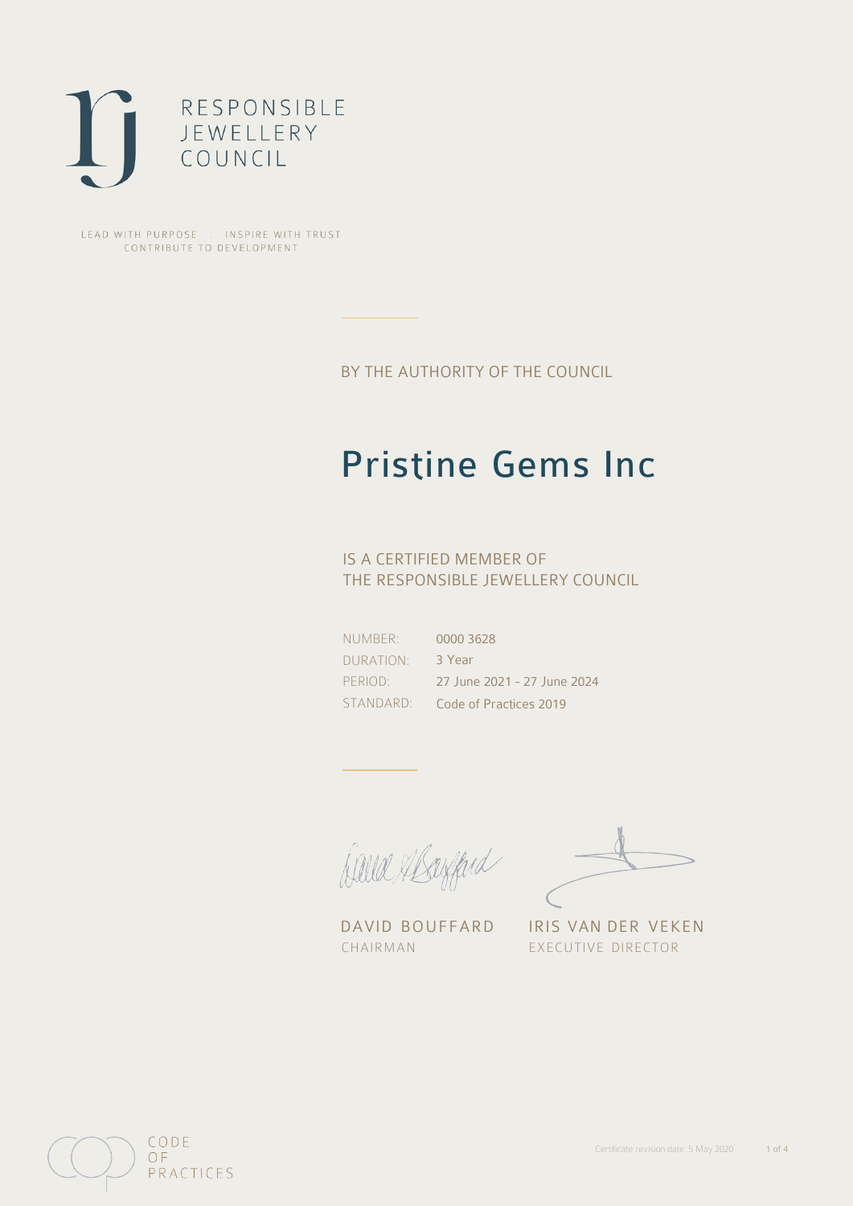RESPONSIBLE
JEWELLERY
COUNCIL

LEAD WITH PURPOSE . INSPIRE WITH TRUST
CONTRIBUTE TO DEVELOPMENT

BY THE AUTHORITY OF THE COUNCIL

# Pristine Gems Inc

IS A CERTIFIED MEMBER OF
THE RESPONSIBLE JEWELLERY COUNCIL

| | |
|---|---|
| NUMBER: | 0000 3628 |
| DURATION: | 3 Year |
| PERIOD: | 27 June 2021 - 27 June 2024 |
| STANDARD: | Code of Practices 2019 |

DAVID BOUFFARD
CHAIRMAN

IRIS VAN DER VEKEN
EXECUTIVE DIRECTOR

CODE
OF
PRACTICES

Certificate revision date: 5 May 2020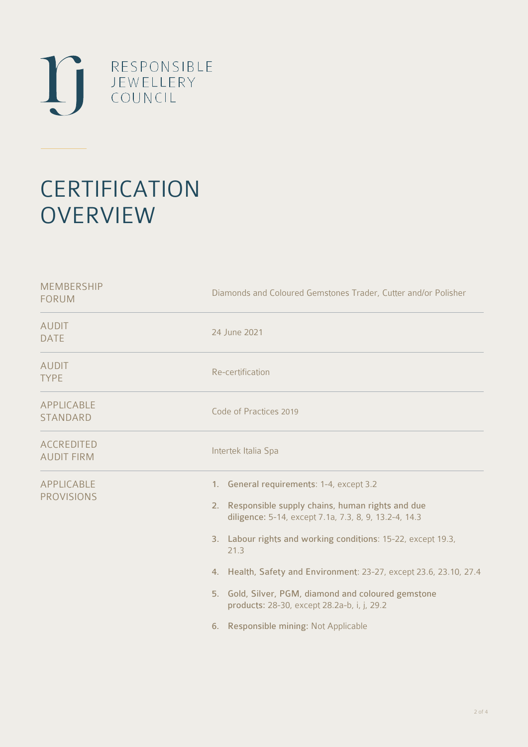RESPONSIBLE
JEWELLERY
COUNCIL

# CERTIFICATION OVERVIEW

| | |
|---|---|
| MEMBERSHIP FORUM | Diamonds and Coloured Gemstones Trader, Cutter and/or Polisher |
| AUDIT DATE | 24 June 2021 |
| AUDIT TYPE | Re-certification |
| APPLICABLE STANDARD | Code of Practices 2019 |
| ACCREDITED AUDIT FIRM | Intertek Italia Spa |
| APPLICABLE PROVISIONS | 1. **General requirements**: 1-4, except 3.2<br>2. **Responsible supply chains, human rights and due diligence**: 5-14, except 7.1a, 7.3, 8, 9, 13.2-4, 14.3<br>3. **Labour rights and working conditions**: 15-22, except 19.3, 21.3<br>4. **Health, Safety and Environment**: 23-27, except 23.6, 23.10, 27.4<br>5. **Gold, Silver, PGM, diamond and coloured gemstone products**: 28-30, except 28.2a-b, i, j, 29.2<br>6. **Responsible mining**: Not Applicable |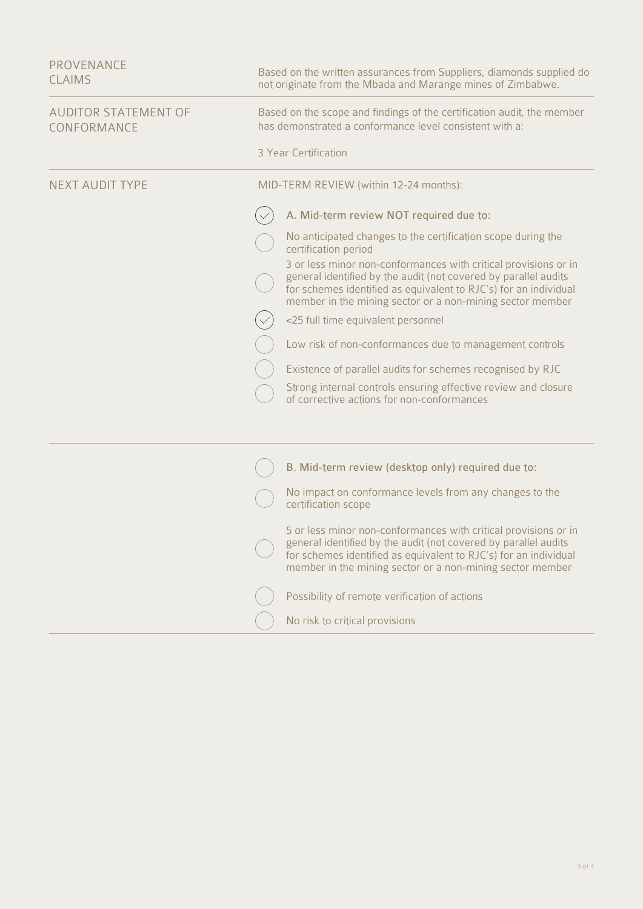| | |
|---|---|
| PROVENANCE CLAIMS | Based on the written assurances from Suppliers, diamonds supplied do not originate from the Mbada and Marange mines of Zimbabwe. |
| AUDITOR STATEMENT OF CONFORMANCE | Based on the scope and findings of the certification audit, the member has demonstrated a conformance level consistent with a:<br><br>3 Year Certification |
| NEXT AUDIT TYPE | MID-TERM REVIEW (within 12-24 months): |

- [x] A. Mid-term review NOT required due to:
- [ ] No anticipated changes to the certification scope during the certification period
- [ ] 3 or less minor non-conformances with critical provisions or in general identified by the audit (not covered by parallel audits for schemes identified as equivalent to RJC's) for an individual member in the mining sector or a non-mining sector member
- [x] <25 full time equivalent personnel
- [ ] Low risk of non-conformances due to management controls
- [ ] Existence of parallel audits for schemes recognised by RJC
- [ ] Strong internal controls ensuring effective review and closure of corrective actions for non-conformances

---

- [ ] B. Mid-term review (desktop only) required due to:
- [ ] No impact on conformance levels from any changes to the certification scope
- [ ] 5 or less minor non-conformances with critical provisions or in general identified by the audit (not covered by parallel audits for schemes identified as equivalent to RJC's) for an individual member in the mining sector or a non-mining sector member
- [ ] Possibility of remote verification of actions
- [ ] No risk to critical provisions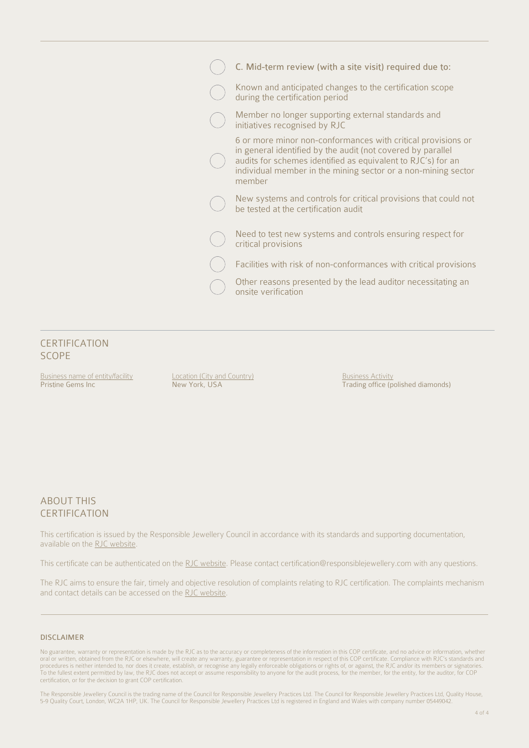C. Mid-term review (with a site visit) required due to:

- Known and anticipated changes to the certification scope during the certification period
- Member no longer supporting external standards and initiatives recognised by RJC
- 6 or more minor non-conformances with critical provisions or in general identified by the audit (not covered by parallel audits for schemes identified as equivalent to RJC's) for an individual member in the mining sector or a non-mining sector member
- New systems and controls for critical provisions that could not be tested at the certification audit
- Need to test new systems and controls ensuring respect for critical provisions
- Facilities with risk of non-conformances with critical provisions
- Other reasons presented by the lead auditor necessitating an onsite verification

## CERTIFICATION SCOPE

| Business name of entity/facility | Location (City and Country) | Business Activity |
|---|---|---|
| Pristine Gems Inc | New York, USA | Trading office (polished diamonds) |

## ABOUT THIS CERTIFICATION

This certification is issued by the Responsible Jewellery Council in accordance with its standards and supporting documentation, available on the RJC website.

This certificate can be authenticated on the RJC website. Please contact certification@responsiblejewellery.com with any questions.

The RJC aims to ensure the fair, timely and objective resolution of complaints relating to RJC certification. The complaints mechanism and contact details can be accessed on the RJC website.

### DISCLAIMER

No guarantee, warranty or representation is made by the RJC as to the accuracy or completeness of the information in this COP certificate, and no advice or information, whether oral or written, obtained from the RJC or elsewhere, will create any warranty, guarantee or representation in respect of this COP certificate. Compliance with RJC's standards and procedures is neither intended to, nor does it create, establish, or recognise any legally enforceable obligations or rights of, or against, the RJC and/or its members or signatories. To the fullest extent permitted by law, the RJC does not accept or assume responsibility to anyone for the audit process, for the member, for the entity, for the auditor, for COP certification, or for the decision to grant COP certification.

The Responsible Jewellery Council is the trading name of the Council for Responsible Jewellery Practices Ltd. The Council for Responsible Jewellery Practices Ltd, Quality House, 5-9 Quality Court, London, WC2A 1HP, UK. The Council for Responsible Jewellery Practices Ltd is registered in England and Wales with company number 05449042.